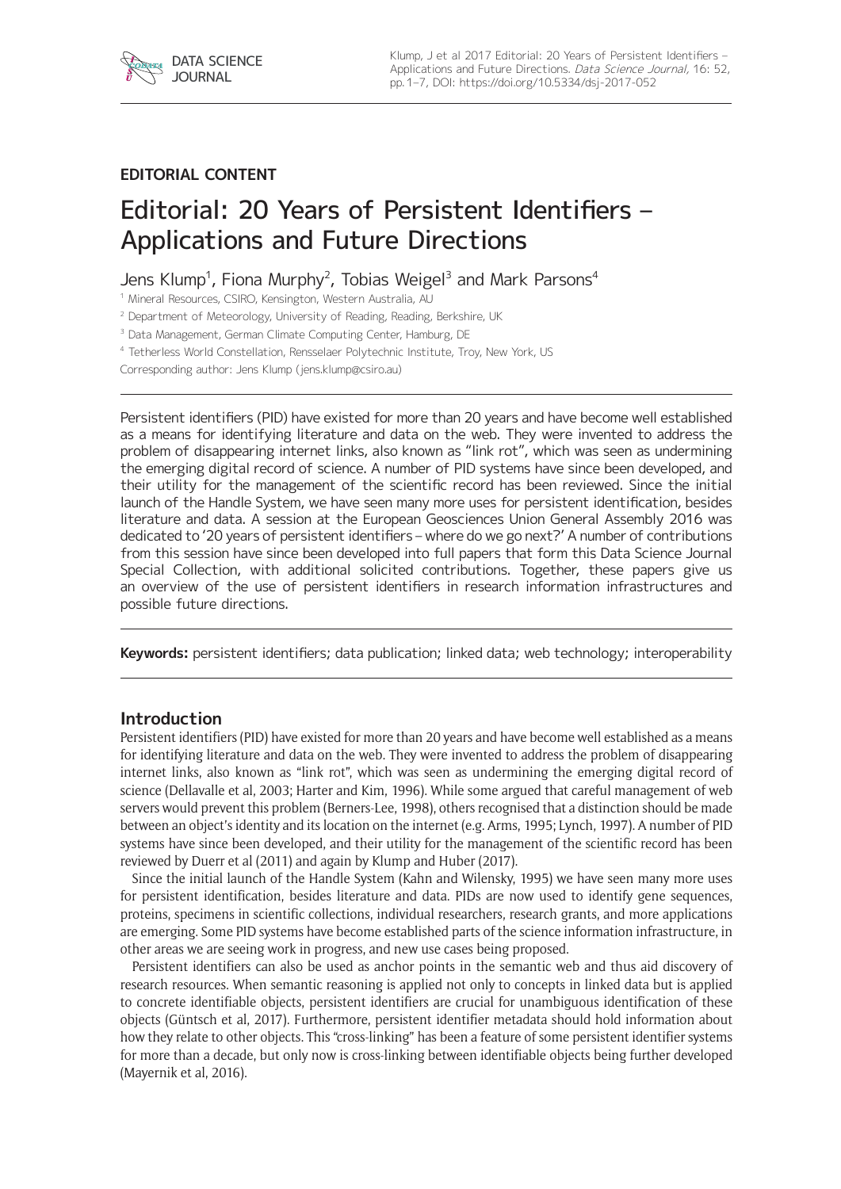**EDITORIAL CONTENT**

# Editorial: 20 Years of Persistent Identifiers – Applications and Future Directions

Jens Klump[1], Fiona Murphy[2], Tobias Weigel[3] and Mark Parsons[4]

[1] Mineral Resources, CSIRO, Kensington, Western Australia, AU

[2] Department of Meteorology, University of Reading, Reading, Berkshire, UK

[3] Data Management, German Climate Computing Center, Hamburg, DE

[4] Tetherless World Constellation, Rensselaer Polytechnic Institute, Troy, New York, US

Corresponding author: Jens Klump (jens.klump@csiro.au)

Persistent identifiers (PID) have existed for more than 20 years and have become well established as a means for identifying literature and data on the web. They were invented to address the problem of disappearing internet links, also known as "link rot", which was seen as undermining the emerging digital record of science. A number of PID systems have since been developed, and their utility for the management of the scientific record has been reviewed. Since the initial launch of the Handle System, we have seen many more uses for persistent identification, besides literature and data. A session at the European Geosciences Union General Assembly 2016 was dedicated to '20 years of persistent identifiers – where do we go next?' A number of contributions from this session have since been developed into full papers that form this Data Science Journal Special Collection, with additional solicited contributions. Together, these papers give us an overview of the use of persistent identifiers in research information infrastructures and possible future directions.

**Keywords:** persistent identifiers; data publication; linked data; web technology; interoperability

## Introduction

Persistent identifiers (PID) have existed for more than 20 years and have become well established as a means for identifying literature and data on the web. They were invented to address the problem of disappearing internet links, also known as "link rot", which was seen as undermining the emerging digital record of science (Dellavalle et al, 2003; Harter and Kim, 1996). While some argued that careful management of web servers would prevent this problem (Berners-Lee, 1998), others recognised that a distinction should be made between an object's identity and its location on the internet (e.g. Arms, 1995; Lynch, 1997). A number of PID systems have since been developed, and their utility for the management of the scientific record has been reviewed by Duerr et al (2011) and again by Klump and Huber (2017).

Since the initial launch of the Handle System (Kahn and Wilensky, 1995) we have seen many more uses for persistent identification, besides literature and data. PIDs are now used to identify gene sequences, proteins, specimens in scientific collections, individual researchers, research grants, and more applications are emerging. Some PID systems have become established parts of the science information infrastructure, in other areas we are seeing work in progress, and new use cases being proposed.

Persistent identifiers can also be used as anchor points in the semantic web and thus aid discovery of research resources. When semantic reasoning is applied not only to concepts in linked data but is applied to concrete identifiable objects, persistent identifiers are crucial for unambiguous identification of these objects (Güntsch et al, 2017). Furthermore, persistent identifier metadata should hold information about how they relate to other objects. This "cross-linking" has been a feature of some persistent identifier systems for more than a decade, but only now is cross-linking between identifiable objects being further developed (Mayernik et al, 2016).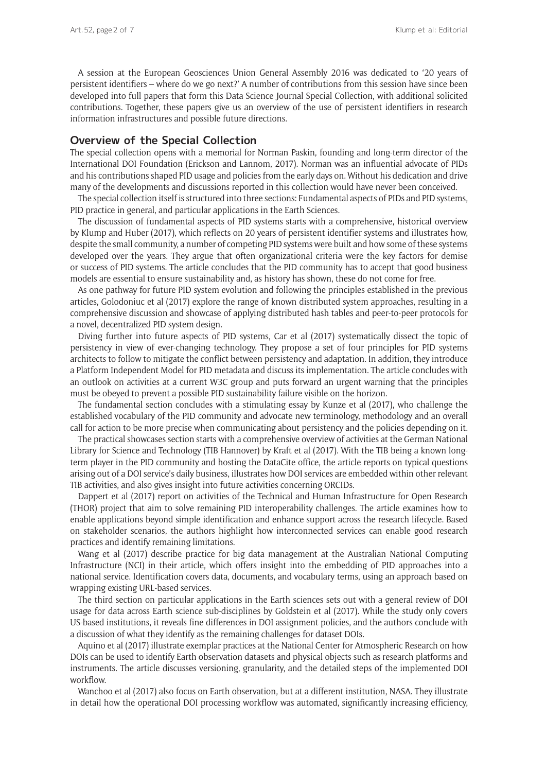A session at the European Geosciences Union General Assembly 2016 was dedicated to '20 years of persistent identifiers – where do we go next?' A number of contributions from this session have since been developed into full papers that form this Data Science Journal Special Collection, with additional solicited contributions. Together, these papers give us an overview of the use of persistent identifiers in research information infrastructures and possible future directions.

## Overview of the Special Collection

The special collection opens with a memorial for Norman Paskin, founding and long-term director of the International DOI Foundation (Erickson and Lannom, 2017). Norman was an influential advocate of PIDs and his contributions shaped PID usage and policies from the early days on. Without his dedication and drive many of the developments and discussions reported in this collection would have never been conceived.

The special collection itself is structured into three sections: Fundamental aspects of PIDs and PID systems, PID practice in general, and particular applications in the Earth Sciences.

The discussion of fundamental aspects of PID systems starts with a comprehensive, historical overview by Klump and Huber (2017), which reflects on 20 years of persistent identifier systems and illustrates how, despite the small community, a number of competing PID systems were built and how some of these systems developed over the years. They argue that often organizational criteria were the key factors for demise or success of PID systems. The article concludes that the PID community has to accept that good business models are essential to ensure sustainability and, as history has shown, these do not come for free.

As one pathway for future PID system evolution and following the principles established in the previous articles, Golodoniuc et al (2017) explore the range of known distributed system approaches, resulting in a comprehensive discussion and showcase of applying distributed hash tables and peer-to-peer protocols for a novel, decentralized PID system design.

Diving further into future aspects of PID systems, Car et al (2017) systematically dissect the topic of persistency in view of ever-changing technology. They propose a set of four principles for PID systems architects to follow to mitigate the conflict between persistency and adaptation. In addition, they introduce a Platform Independent Model for PID metadata and discuss its implementation. The article concludes with an outlook on activities at a current W3C group and puts forward an urgent warning that the principles must be obeyed to prevent a possible PID sustainability failure visible on the horizon.

The fundamental section concludes with a stimulating essay by Kunze et al (2017), who challenge the established vocabulary of the PID community and advocate new terminology, methodology and an overall call for action to be more precise when communicating about persistency and the policies depending on it.

The practical showcases section starts with a comprehensive overview of activities at the German National Library for Science and Technology (TIB Hannover) by Kraft et al (2017). With the TIB being a known long-term player in the PID community and hosting the DataCite office, the article reports on typical questions arising out of a DOI service's daily business, illustrates how DOI services are embedded within other relevant TIB activities, and also gives insight into future activities concerning ORCIDs.

Dappert et al (2017) report on activities of the Technical and Human Infrastructure for Open Research (THOR) project that aim to solve remaining PID interoperability challenges. The article examines how to enable applications beyond simple identification and enhance support across the research lifecycle. Based on stakeholder scenarios, the authors highlight how interconnected services can enable good research practices and identify remaining limitations.

Wang et al (2017) describe practice for big data management at the Australian National Computing Infrastructure (NCI) in their article, which offers insight into the embedding of PID approaches into a national service. Identification covers data, documents, and vocabulary terms, using an approach based on wrapping existing URL-based services.

The third section on particular applications in the Earth sciences sets out with a general review of DOI usage for data across Earth science sub-disciplines by Goldstein et al (2017). While the study only covers US-based institutions, it reveals fine differences in DOI assignment policies, and the authors conclude with a discussion of what they identify as the remaining challenges for dataset DOIs.

Aquino et al (2017) illustrate exemplar practices at the National Center for Atmospheric Research on how DOIs can be used to identify Earth observation datasets and physical objects such as research platforms and instruments. The article discusses versioning, granularity, and the detailed steps of the implemented DOI workflow.

Wanchoo et al (2017) also focus on Earth observation, but at a different institution, NASA. They illustrate in detail how the operational DOI processing workflow was automated, significantly increasing efficiency,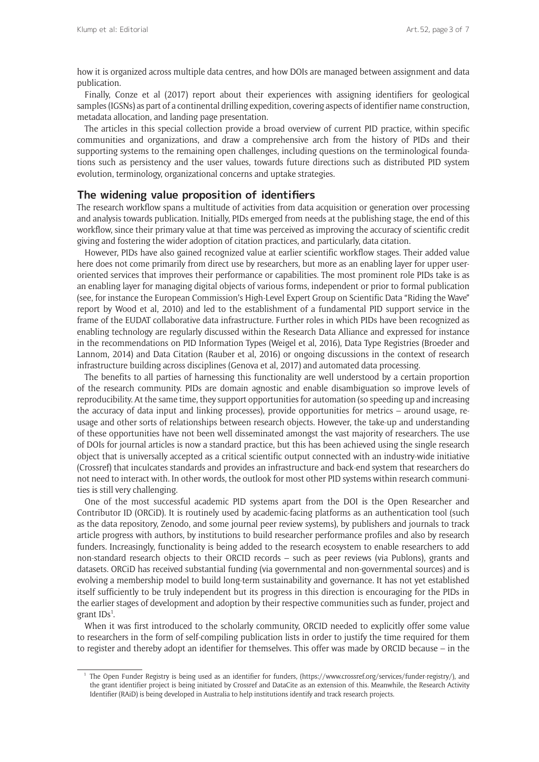how it is organized across multiple data centres, and how DOIs are managed between assignment and data publication.

Finally, Conze et al (2017) report about their experiences with assigning identifiers for geological samples (IGSNs) as part of a continental drilling expedition, covering aspects of identifier name construction, metadata allocation, and landing page presentation.

The articles in this special collection provide a broad overview of current PID practice, within specific communities and organizations, and draw a comprehensive arch from the history of PIDs and their supporting systems to the remaining open challenges, including questions on the terminological foundations such as persistency and the user values, towards future directions such as distributed PID system evolution, terminology, organizational concerns and uptake strategies.

## The widening value proposition of identifiers

The research workflow spans a multitude of activities from data acquisition or generation over processing and analysis towards publication. Initially, PIDs emerged from needs at the publishing stage, the end of this workflow, since their primary value at that time was perceived as improving the accuracy of scientific credit giving and fostering the wider adoption of citation practices, and particularly, data citation.

However, PIDs have also gained recognized value at earlier scientific workflow stages. Their added value here does not come primarily from direct use by researchers, but more as an enabling layer for upper user-oriented services that improves their performance or capabilities. The most prominent role PIDs take is as an enabling layer for managing digital objects of various forms, independent or prior to formal publication (see, for instance the European Commission's High-Level Expert Group on Scientific Data "Riding the Wave" report by Wood et al, 2010) and led to the establishment of a fundamental PID support service in the frame of the EUDAT collaborative data infrastructure. Further roles in which PIDs have been recognized as enabling technology are regularly discussed within the Research Data Alliance and expressed for instance in the recommendations on PID Information Types (Weigel et al, 2016), Data Type Registries (Broeder and Lannom, 2014) and Data Citation (Rauber et al, 2016) or ongoing discussions in the context of research infrastructure building across disciplines (Genova et al, 2017) and automated data processing.

The benefits to all parties of harnessing this functionality are well understood by a certain proportion of the research community. PIDs are domain agnostic and enable disambiguation so improve levels of reproducibility. At the same time, they support opportunities for automation (so speeding up and increasing the accuracy of data input and linking processes), provide opportunities for metrics – around usage, re-usage and other sorts of relationships between research objects. However, the take-up and understanding of these opportunities have not been well disseminated amongst the vast majority of researchers. The use of DOIs for journal articles is now a standard practice, but this has been achieved using the single research object that is universally accepted as a critical scientific output connected with an industry-wide initiative (Crossref) that inculcates standards and provides an infrastructure and back-end system that researchers do not need to interact with. In other words, the outlook for most other PID systems within research communities is still very challenging.

One of the most successful academic PID systems apart from the DOI is the Open Researcher and Contributor ID (ORCiD). It is routinely used by academic-facing platforms as an authentication tool (such as the data repository, Zenodo, and some journal peer review systems), by publishers and journals to track article progress with authors, by institutions to build researcher performance profiles and also by research funders. Increasingly, functionality is being added to the research ecosystem to enable researchers to add non-standard research objects to their ORCID records – such as peer reviews (via Publons), grants and datasets. ORCiD has received substantial funding (via governmental and non-governmental sources) and is evolving a membership model to build long-term sustainability and governance. It has not yet established itself sufficiently to be truly independent but its progress in this direction is encouraging for the PIDs in the earlier stages of development and adoption by their respective communities such as funder, project and grant IDs[1].

When it was first introduced to the scholarly community, ORCID needed to explicitly offer some value to researchers in the form of self-compiling publication lists in order to justify the time required for them to register and thereby adopt an identifier for themselves. This offer was made by ORCID because – in the

---

[1] The Open Funder Registry is being used as an identifier for funders, (https://www.crossref.org/services/funder-registry/), and the grant identifier project is being initiated by Crossref and DataCite as an extension of this. Meanwhile, the Research Activity Identifier (RAiD) is being developed in Australia to help institutions identify and track research projects.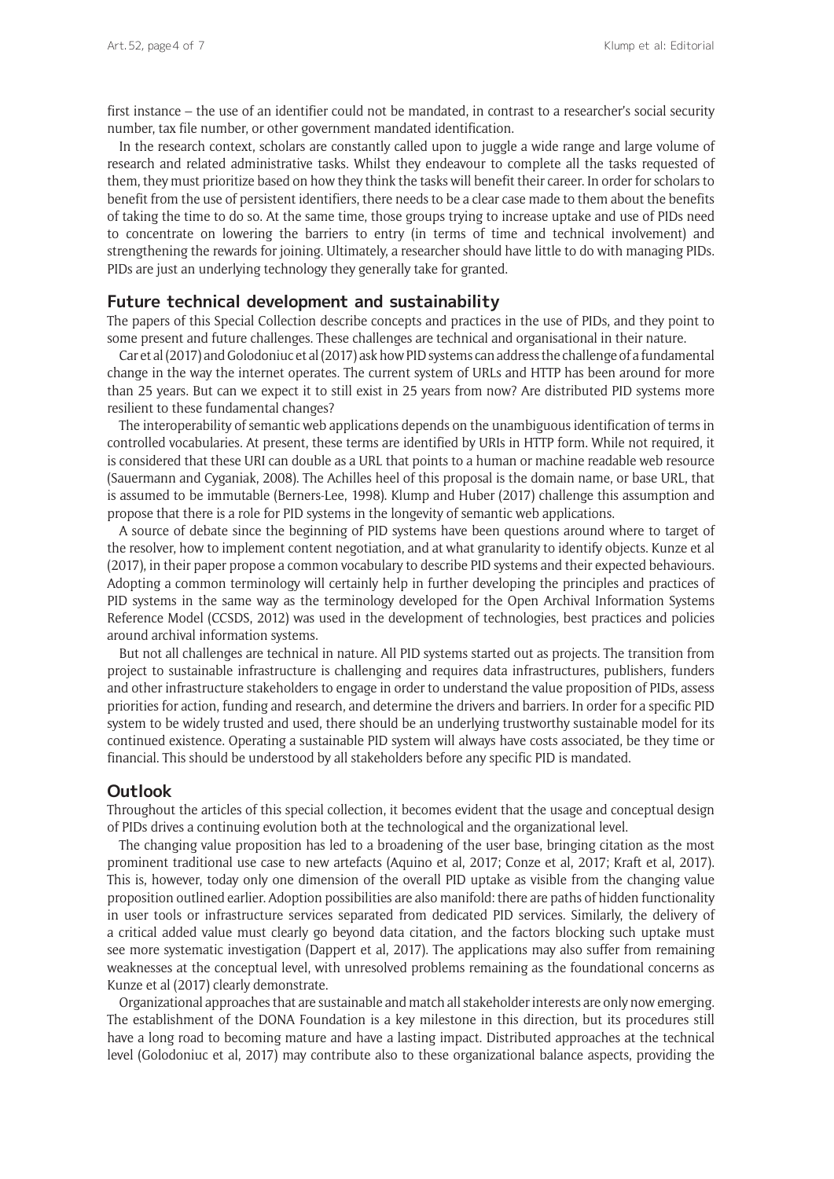first instance – the use of an identifier could not be mandated, in contrast to a researcher's social security number, tax file number, or other government mandated identification.

In the research context, scholars are constantly called upon to juggle a wide range and large volume of research and related administrative tasks. Whilst they endeavour to complete all the tasks requested of them, they must prioritize based on how they think the tasks will benefit their career. In order for scholars to benefit from the use of persistent identifiers, there needs to be a clear case made to them about the benefits of taking the time to do so. At the same time, those groups trying to increase uptake and use of PIDs need to concentrate on lowering the barriers to entry (in terms of time and technical involvement) and strengthening the rewards for joining. Ultimately, a researcher should have little to do with managing PIDs. PIDs are just an underlying technology they generally take for granted.

## Future technical development and sustainability

The papers of this Special Collection describe concepts and practices in the use of PIDs, and they point to some present and future challenges. These challenges are technical and organisational in their nature.

Car et al (2017) and Golodoniuc et al (2017) ask how PID systems can address the challenge of a fundamental change in the way the internet operates. The current system of URLs and HTTP has been around for more than 25 years. But can we expect it to still exist in 25 years from now? Are distributed PID systems more resilient to these fundamental changes?

The interoperability of semantic web applications depends on the unambiguous identification of terms in controlled vocabularies. At present, these terms are identified by URIs in HTTP form. While not required, it is considered that these URI can double as a URL that points to a human or machine readable web resource (Sauermann and Cyganiak, 2008). The Achilles heel of this proposal is the domain name, or base URL, that is assumed to be immutable (Berners-Lee, 1998). Klump and Huber (2017) challenge this assumption and propose that there is a role for PID systems in the longevity of semantic web applications.

A source of debate since the beginning of PID systems have been questions around where to target of the resolver, how to implement content negotiation, and at what granularity to identify objects. Kunze et al (2017), in their paper propose a common vocabulary to describe PID systems and their expected behaviours. Adopting a common terminology will certainly help in further developing the principles and practices of PID systems in the same way as the terminology developed for the Open Archival Information Systems Reference Model (CCSDS, 2012) was used in the development of technologies, best practices and policies around archival information systems.

But not all challenges are technical in nature. All PID systems started out as projects. The transition from project to sustainable infrastructure is challenging and requires data infrastructures, publishers, funders and other infrastructure stakeholders to engage in order to understand the value proposition of PIDs, assess priorities for action, funding and research, and determine the drivers and barriers. In order for a specific PID system to be widely trusted and used, there should be an underlying trustworthy sustainable model for its continued existence. Operating a sustainable PID system will always have costs associated, be they time or financial. This should be understood by all stakeholders before any specific PID is mandated.

## Outlook

Throughout the articles of this special collection, it becomes evident that the usage and conceptual design of PIDs drives a continuing evolution both at the technological and the organizational level.

The changing value proposition has led to a broadening of the user base, bringing citation as the most prominent traditional use case to new artefacts (Aquino et al, 2017; Conze et al, 2017; Kraft et al, 2017). This is, however, today only one dimension of the overall PID uptake as visible from the changing value proposition outlined earlier. Adoption possibilities are also manifold: there are paths of hidden functionality in user tools or infrastructure services separated from dedicated PID services. Similarly, the delivery of a critical added value must clearly go beyond data citation, and the factors blocking such uptake must see more systematic investigation (Dappert et al, 2017). The applications may also suffer from remaining weaknesses at the conceptual level, with unresolved problems remaining as the foundational concerns as Kunze et al (2017) clearly demonstrate.

Organizational approaches that are sustainable and match all stakeholder interests are only now emerging. The establishment of the DONA Foundation is a key milestone in this direction, but its procedures still have a long road to becoming mature and have a lasting impact. Distributed approaches at the technical level (Golodoniuc et al, 2017) may contribute also to these organizational balance aspects, providing the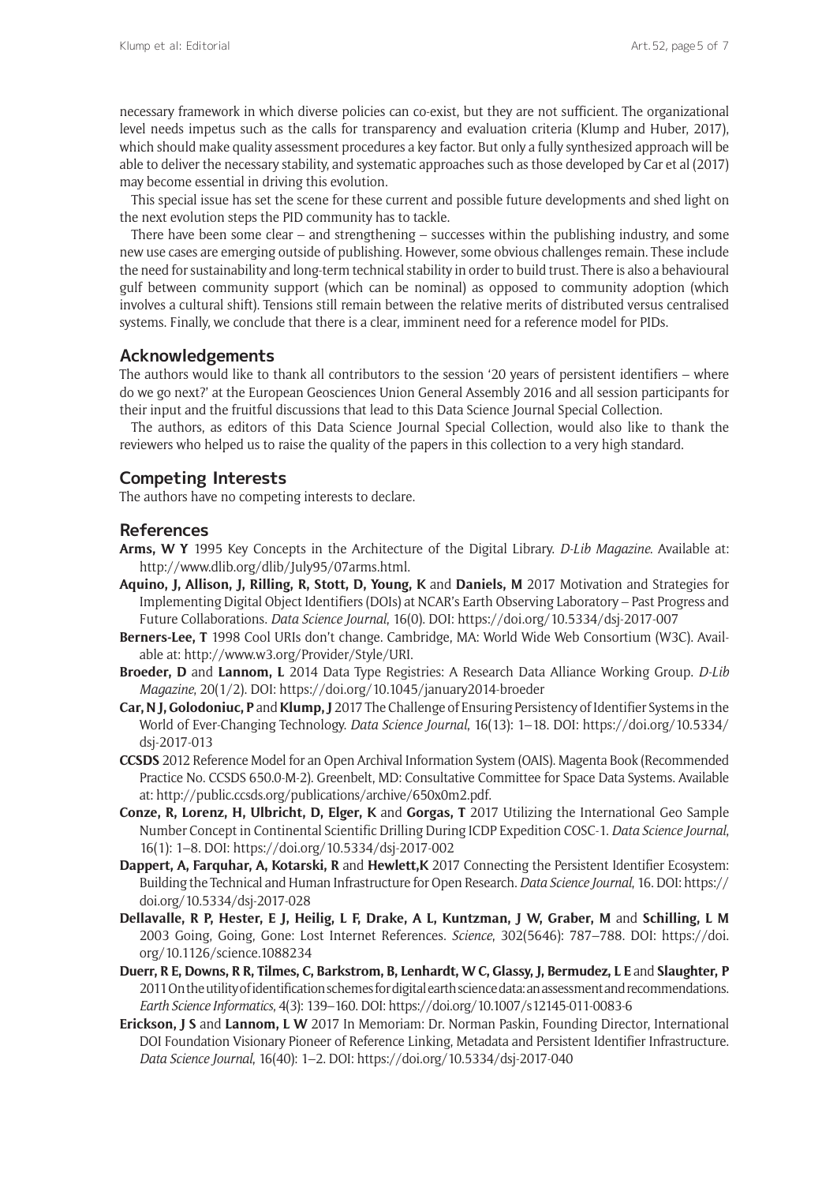necessary framework in which diverse policies can co-exist, but they are not sufficient. The organizational level needs impetus such as the calls for transparency and evaluation criteria (Klump and Huber, 2017), which should make quality assessment procedures a key factor. But only a fully synthesized approach will be able to deliver the necessary stability, and systematic approaches such as those developed by Car et al (2017) may become essential in driving this evolution.

This special issue has set the scene for these current and possible future developments and shed light on the next evolution steps the PID community has to tackle.

There have been some clear – and strengthening – successes within the publishing industry, and some new use cases are emerging outside of publishing. However, some obvious challenges remain. These include the need for sustainability and long-term technical stability in order to build trust. There is also a behavioural gulf between community support (which can be nominal) as opposed to community adoption (which involves a cultural shift). Tensions still remain between the relative merits of distributed versus centralised systems. Finally, we conclude that there is a clear, imminent need for a reference model for PIDs.

## Acknowledgements

The authors would like to thank all contributors to the session '20 years of persistent identifiers – where do we go next?' at the European Geosciences Union General Assembly 2016 and all session participants for their input and the fruitful discussions that lead to this Data Science Journal Special Collection.

The authors, as editors of this Data Science Journal Special Collection, would also like to thank the reviewers who helped us to raise the quality of the papers in this collection to a very high standard.

## Competing Interests

The authors have no competing interests to declare.

## References

**Arms, W Y** 1995 Key Concepts in the Architecture of the Digital Library. *D-Lib Magazine*. Available at: http://www.dlib.org/dlib/July95/07arms.html.

**Aquino, J, Allison, J, Rilling, R, Stott, D, Young, K** and **Daniels, M** 2017 Motivation and Strategies for Implementing Digital Object Identifiers (DOIs) at NCAR's Earth Observing Laboratory – Past Progress and Future Collaborations. *Data Science Journal*, 16(0). DOI: https://doi.org/10.5334/dsj-2017-007

**Berners-Lee, T** 1998 Cool URIs don't change. Cambridge, MA: World Wide Web Consortium (W3C). Available at: http://www.w3.org/Provider/Style/URI.

**Broeder, D** and **Lannom, L** 2014 Data Type Registries: A Research Data Alliance Working Group. *D-Lib Magazine*, 20(1/2). DOI: https://doi.org/10.1045/january2014-broeder

**Car, N J, Golodoniuc, P** and **Klump, J** 2017 The Challenge of Ensuring Persistency of Identifier Systems in the World of Ever-Changing Technology. *Data Science Journal*, 16(13): 1–18. DOI: https://doi.org/10.5334/dsj-2017-013

**CCSDS** 2012 Reference Model for an Open Archival Information System (OAIS). Magenta Book (Recommended Practice No. CCSDS 650.0-M-2). Greenbelt, MD: Consultative Committee for Space Data Systems. Available at: http://public.ccsds.org/publications/archive/650x0m2.pdf.

**Conze, R, Lorenz, H, Ulbricht, D, Elger, K** and **Gorgas, T** 2017 Utilizing the International Geo Sample Number Concept in Continental Scientific Drilling During ICDP Expedition COSC-1. *Data Science Journal*, 16(1): 1–8. DOI: https://doi.org/10.5334/dsj-2017-002

**Dappert, A, Farquhar, A, Kotarski, R** and **Hewlett,K** 2017 Connecting the Persistent Identifier Ecosystem: Building the Technical and Human Infrastructure for Open Research. *Data Science Journal*, 16. DOI: https://doi.org/10.5334/dsj-2017-028

**Dellavalle, R P, Hester, E J, Heilig, L F, Drake, A L, Kuntzman, J W, Graber, M** and **Schilling, L M** 2003 Going, Going, Gone: Lost Internet References. *Science*, 302(5646): 787–788. DOI: https://doi.org/10.1126/science.1088234

**Duerr, R E, Downs, R R, Tilmes, C, Barkstrom, B, Lenhardt, W C, Glassy, J, Bermudez, L E** and **Slaughter, P** 2011 On the utility of identification schemes for digital earth science data: an assessment and recommendations. *Earth Science Informatics*, 4(3): 139–160. DOI: https://doi.org/10.1007/s12145-011-0083-6

**Erickson, J S** and **Lannom, L W** 2017 In Memoriam: Dr. Norman Paskin, Founding Director, International DOI Foundation Visionary Pioneer of Reference Linking, Metadata and Persistent Identifier Infrastructure. *Data Science Journal*, 16(40): 1–2. DOI: https://doi.org/10.5334/dsj-2017-040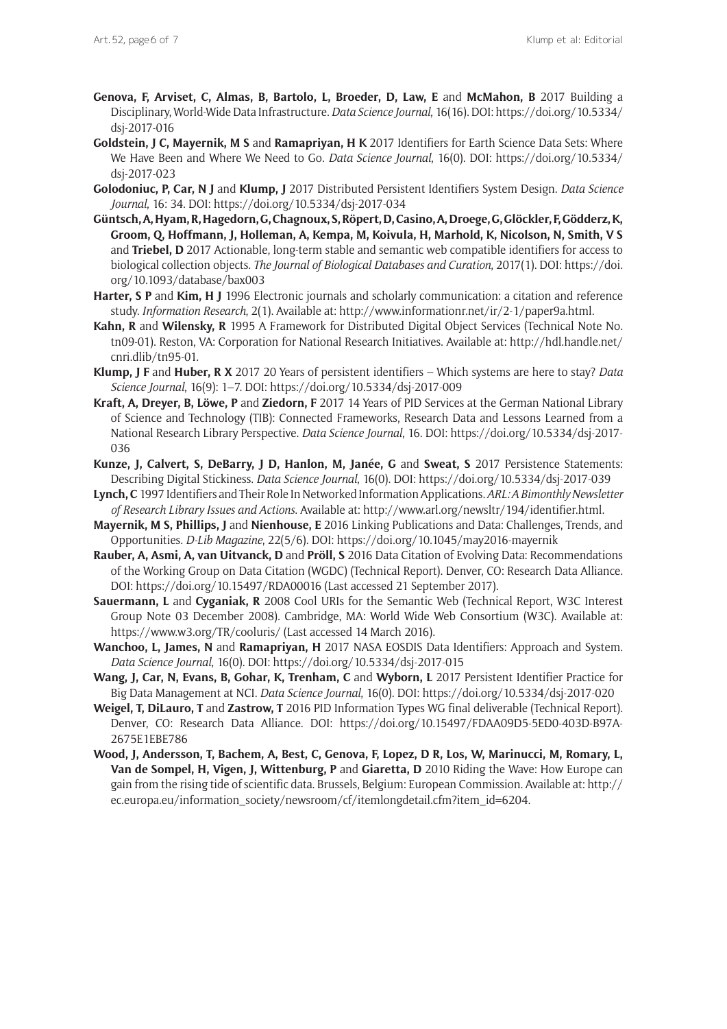**Genova, F, Arviset, C, Almas, B, Bartolo, L, Broeder, D, Law, E** and **McMahon, B** 2017 Building a Disciplinary, World-Wide Data Infrastructure. *Data Science Journal*, 16(16). DOI: https://doi.org/10.5334/dsj-2017-016

**Goldstein, J C, Mayernik, M S** and **Ramapriyan, H K** 2017 Identifiers for Earth Science Data Sets: Where We Have Been and Where We Need to Go. *Data Science Journal*, 16(0). DOI: https://doi.org/10.5334/dsj-2017-023

**Golodoniuc, P, Car, N J** and **Klump, J** 2017 Distributed Persistent Identifiers System Design. *Data Science Journal*, 16: 34. DOI: https://doi.org/10.5334/dsj-2017-034

**Güntsch, A, Hyam, R, Hagedorn, G, Chagnoux, S, Röpert, D, Casino, A, Droege, G, Glöckler, F, Gödderz, K, Groom, Q, Hoffmann, J, Holleman, A, Kempa, M, Koivula, H, Marhold, K, Nicolson, N, Smith, V S** and **Triebel, D** 2017 Actionable, long-term stable and semantic web compatible identifiers for access to biological collection objects. *The Journal of Biological Databases and Curation*, 2017(1). DOI: https://doi.org/10.1093/database/bax003

**Harter, S P** and **Kim, H J** 1996 Electronic journals and scholarly communication: a citation and reference study. *Information Research*, 2(1). Available at: http://www.informationr.net/ir/2-1/paper9a.html.

**Kahn, R** and **Wilensky, R** 1995 A Framework for Distributed Digital Object Services (Technical Note No. tn09-01). Reston, VA: Corporation for National Research Initiatives. Available at: http://hdl.handle.net/cnri.dlib/tn95-01.

**Klump, J F** and **Huber, R X** 2017 20 Years of persistent identifiers – Which systems are here to stay? *Data Science Journal*, 16(9): 1–7. DOI: https://doi.org/10.5334/dsj-2017-009

**Kraft, A, Dreyer, B, Löwe, P** and **Ziedorn, F** 2017 14 Years of PID Services at the German National Library of Science and Technology (TIB): Connected Frameworks, Research Data and Lessons Learned from a National Research Library Perspective. *Data Science Journal*, 16. DOI: https://doi.org/10.5334/dsj-2017-036

**Kunze, J, Calvert, S, DeBarry, J D, Hanlon, M, Janée, G** and **Sweat, S** 2017 Persistence Statements: Describing Digital Stickiness. *Data Science Journal*, 16(0). DOI: https://doi.org/10.5334/dsj-2017-039

**Lynch, C** 1997 Identifiers and Their Role In Networked Information Applications. *ARL: A Bimonthly Newsletter of Research Library Issues and Actions*. Available at: http://www.arl.org/newsltr/194/identifier.html.

**Mayernik, M S, Phillips, J** and **Nienhouse, E** 2016 Linking Publications and Data: Challenges, Trends, and Opportunities. *D-Lib Magazine*, 22(5/6). DOI: https://doi.org/10.1045/may2016-mayernik

**Rauber, A, Asmi, A, van Uitvanck, D** and **Pröll, S** 2016 Data Citation of Evolving Data: Recommendations of the Working Group on Data Citation (WGDC) (Technical Report). Denver, CO: Research Data Alliance. DOI: https://doi.org/10.15497/RDA00016 (Last accessed 21 September 2017).

**Sauermann, L** and **Cyganiak, R** 2008 Cool URIs for the Semantic Web (Technical Report, W3C Interest Group Note 03 December 2008). Cambridge, MA: World Wide Web Consortium (W3C). Available at: https://www.w3.org/TR/cooluris/ (Last accessed 14 March 2016).

**Wanchoo, L, James, N** and **Ramapriyan, H** 2017 NASA EOSDIS Data Identifiers: Approach and System. *Data Science Journal*, 16(0). DOI: https://doi.org/10.5334/dsj-2017-015

**Wang, J, Car, N, Evans, B, Gohar, K, Trenham, C** and **Wyborn, L** 2017 Persistent Identifier Practice for Big Data Management at NCI. *Data Science Journal*, 16(0). DOI: https://doi.org/10.5334/dsj-2017-020

**Weigel, T, DiLauro, T** and **Zastrow, T** 2016 PID Information Types WG final deliverable (Technical Report). Denver, CO: Research Data Alliance. DOI: https://doi.org/10.15497/FDAA09D5-5ED0-403D-B97A-2675E1EBE786

**Wood, J, Andersson, T, Bachem, A, Best, C, Genova, F, Lopez, D R, Los, W, Marinucci, M, Romary, L, Van de Sompel, H, Vigen, J, Wittenburg, P** and **Giaretta, D** 2010 Riding the Wave: How Europe can gain from the rising tide of scientific data. Brussels, Belgium: European Commission. Available at: http://ec.europa.eu/information_society/newsroom/cf/itemlongdetail.cfm?item_id=6204.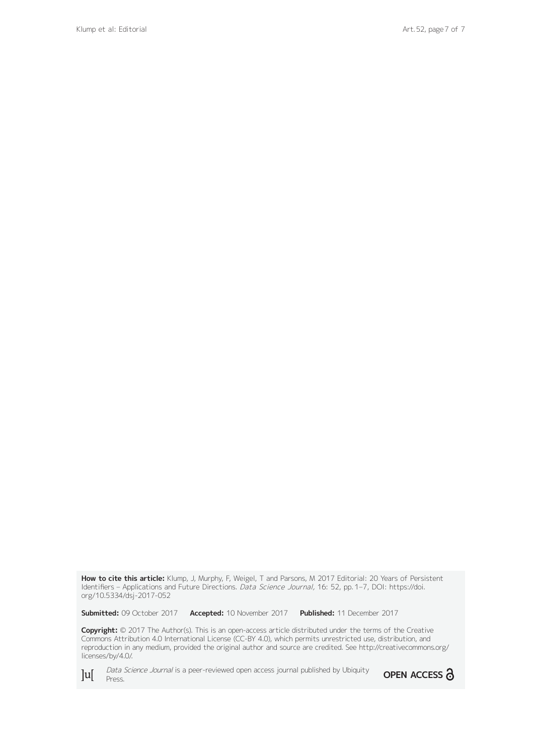**How to cite this article:** Klump, J, Murphy, F, Weigel, T and Parsons, M 2017 Editorial: 20 Years of Persistent Identifiers – Applications and Future Directions. *Data Science Journal,* 16: 52, pp. 1–7, DOI: https://doi.org/10.5334/dsj-2017-052

**Submitted:** 09 October 2017 **Accepted:** 10 November 2017 **Published:** 11 December 2017

**Copyright:** © 2017 The Author(s). This is an open-access article distributed under the terms of the Creative Commons Attribution 4.0 International License (CC-BY 4.0), which permits unrestricted use, distribution, and reproduction in any medium, provided the original author and source are credited. See http://creativecommons.org/licenses/by/4.0/.

*Data Science Journal* is a peer-reviewed open access journal published by Ubiquity Press.

OPEN ACCESS